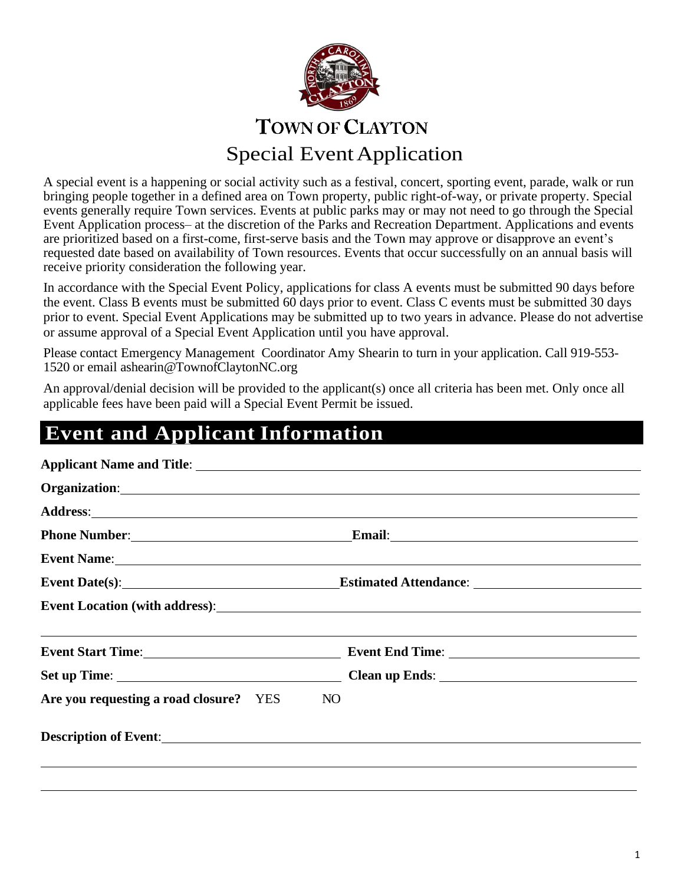# TOWN OF CLAYTON

## Special Event Application

A special event is a happening or social activity such as a festival, concert, sporting event, parade, walk or run bringing people together in a defined area on Town property, public right-of-way, or private property. Special events generally require Town services. Events at public parks may or may not need to go through the Special Event Application process– at the discretion of the Parks and Recreation Department. Applications and events are prioritized based on a first-come, first-serve basis and the Town may approve or disapprove an event's requested date based on availability of Town resources. Events that occur successfully on an annual basis will receive priority consideration the following year.

In accordance with the Special Event Policy, applications for class A events must be submitted 90 days before the event. Class B events must be submitted 60 days prior to event. Class C events must be submitted 30 days prior to event. Special Event Applications may be submitted up to two years in advance. Please do not advertise or assume approval of a Special Event Application until you have approval.

Please contact Emergency Management Coordinator Amy Shearin to turn in your application. Call 919-553-1520 or email ashearin@TownofClaytonNC.org

An approval/denial decision will be provided to the applicant(s) once all criteria has been met. Only once all applicable fees have been paid will a Special Event Permit be issued.

## Event and Applicant Information

**Applicant Name and Title**: \_\_\_\_\_\_\_\_\_\_\_\_\_\_\_\_\_\_\_\_

**Organization**: \_\_\_\_\_\_\_\_\_\_\_\_\_\_\_\_\_\_\_\_

**Address**: \_\_\_\_\_\_\_\_\_\_\_\_\_\_\_\_\_\_\_\_

**Phone Number**: \_\_\_\_\_\_\_\_\_\_\_\_\_\_\_\_\_\_\_\_ **Email**: \_\_\_\_\_\_\_\_\_\_\_\_\_\_\_\_\_\_\_\_

**Event Name**: \_\_\_\_\_\_\_\_\_\_\_\_\_\_\_\_\_\_\_\_

**Event Date(s)**: \_\_\_\_\_\_\_\_\_\_\_\_\_\_\_\_\_\_\_\_ **Estimated Attendance**: \_\_\_\_\_\_\_\_\_\_\_\_\_\_\_\_\_\_\_\_

**Event Location (with address)**: \_\_\_\_\_\_\_\_\_\_\_\_\_\_\_\_\_\_\_\_

\_\_\_\_\_\_\_\_\_\_\_\_\_\_\_\_\_\_\_\_

**Event Start Time**: \_\_\_\_\_\_\_\_\_\_\_\_\_\_\_\_\_\_\_\_ **Event End Time**: \_\_\_\_\_\_\_\_\_\_\_\_\_\_\_\_\_\_\_\_

**Set up Time**: \_\_\_\_\_\_\_\_\_\_\_\_\_\_\_\_\_\_\_\_ **Clean up Ends**: \_\_\_\_\_\_\_\_\_\_\_\_\_\_\_\_\_\_\_\_

**Are you requesting a road closure?** YES NO

**Description of Event**: \_\_\_\_\_\_\_\_\_\_\_\_\_\_\_\_\_\_\_\_

\_\_\_\_\_\_\_\_\_\_\_\_\_\_\_\_\_\_\_\_

\_\_\_\_\_\_\_\_\_\_\_\_\_\_\_\_\_\_\_\_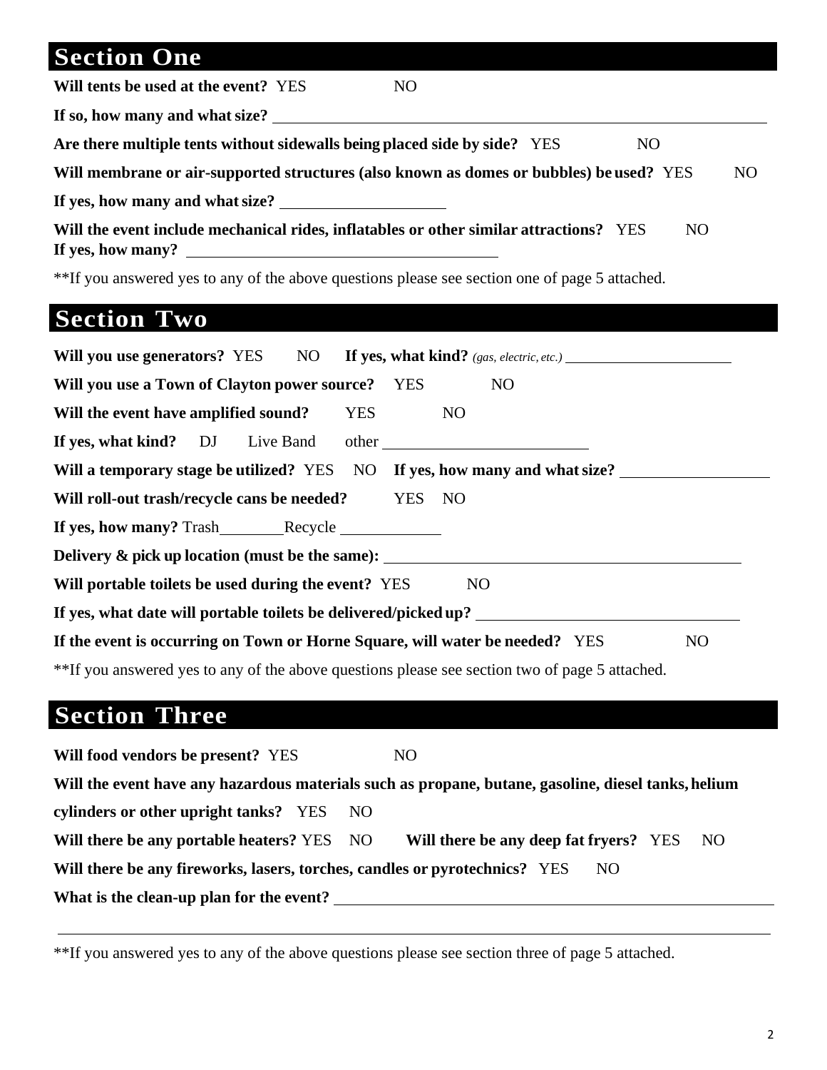## Section One

**Will tents be used at the event?** YES NO

**If so, how many and what size?** \_\_\_\_\_\_\_\_\_\_\_\_\_\_\_\_\_\_\_\_\_\_\_\_\_\_\_\_\_\_\_\_\_\_\_\_\_\_\_\_

**Are there multiple tents without sidewalls being placed side by side?** YES NO

**Will membrane or air-supported structures (also known as domes or bubbles) be used?** YES NO

**If yes, how many and what size?** \_\_\_\_\_\_\_\_\_\_\_\_\_\_\_\_\_\_\_\_

**Will the event include mechanical rides, inflatables or other similar attractions?** YES NO
**If yes, how many?** \_\_\_\_\_\_\_\_\_\_\_\_\_\_\_\_\_\_\_\_\_\_\_\_\_\_\_\_\_\_\_\_\_\_\_\_\_\_\_\_

**If you answered yes to any of the above questions please see section one of page 5 attached.

## Section Two

**Will you use generators?** YES NO **If yes, what kind?** *(gas, electric, etc.)* \_\_\_\_\_\_\_\_\_\_\_\_\_\_\_\_\_\_\_\_\_\_

**Will you use a Town of Clayton power source?** YES NO

**Will the event have amplified sound?** YES NO

**If yes, what kind?** DJ Live Band other \_\_\_\_\_\_\_\_\_\_\_\_\_\_\_\_\_\_\_\_\_\_\_\_\_\_

**Will a temporary stage be utilized?** YES NO **If yes, how many and what size?** \_\_\_\_\_\_\_\_\_\_\_\_\_\_\_\_\_\_\_

**Will roll-out trash/recycle cans be needed?** YES NO

**If yes, how many?** Trash\_\_\_\_\_\_\_\_ Recycle \_\_\_\_\_\_\_\_\_\_\_\_

**Delivery & pick up location (must be the same):** \_\_\_\_\_\_\_\_\_\_\_\_\_\_\_\_\_\_\_\_\_\_\_\_\_\_\_\_\_\_\_\_\_\_\_\_\_\_\_\_\_\_\_\_

**Will portable toilets be used during the event?** YES NO

**If yes, what date will portable toilets be delivered/picked up?** \_\_\_\_\_\_\_\_\_\_\_\_\_\_\_\_\_\_\_\_\_\_\_\_\_\_\_\_\_\_\_\_\_

**If the event is occurring on Town or Horne Square, will water be needed?** YES NO

**If you answered yes to any of the above questions please see section two of page 5 attached.

## Section Three

**Will food vendors be present?** YES NO

**Will the event have any hazardous materials such as propane, butane, gasoline, diesel tanks, helium cylinders or other upright tanks?** YES NO

**Will there be any portable heaters?** YES NO **Will there be any deep fat fryers?** YES NO

**Will there be any fireworks, lasers, torches, candles or pyrotechnics?** YES NO

**What is the clean-up plan for the event?** \_\_\_\_\_\_\_\_\_\_\_\_\_\_\_\_\_\_\_\_\_\_\_\_\_\_\_\_\_\_\_\_\_\_\_\_\_\_\_\_\_\_\_\_\_\_\_\_\_\_\_\_\_\_\_\_

\_\_\_\_\_\_\_\_\_\_\_\_\_\_\_\_\_\_\_\_\_\_\_\_\_\_\_\_\_\_\_\_\_\_\_\_\_\_\_\_\_\_\_\_\_\_\_\_\_\_\_\_\_\_\_\_\_\_\_\_\_\_\_\_\_\_\_\_\_\_\_\_\_\_\_\_\_\_\_\_\_\_\_\_\_\_\_\_\_\_\_\_\_\_\_\_\_\_\_\_

**If you answered yes to any of the above questions please see section three of page 5 attached.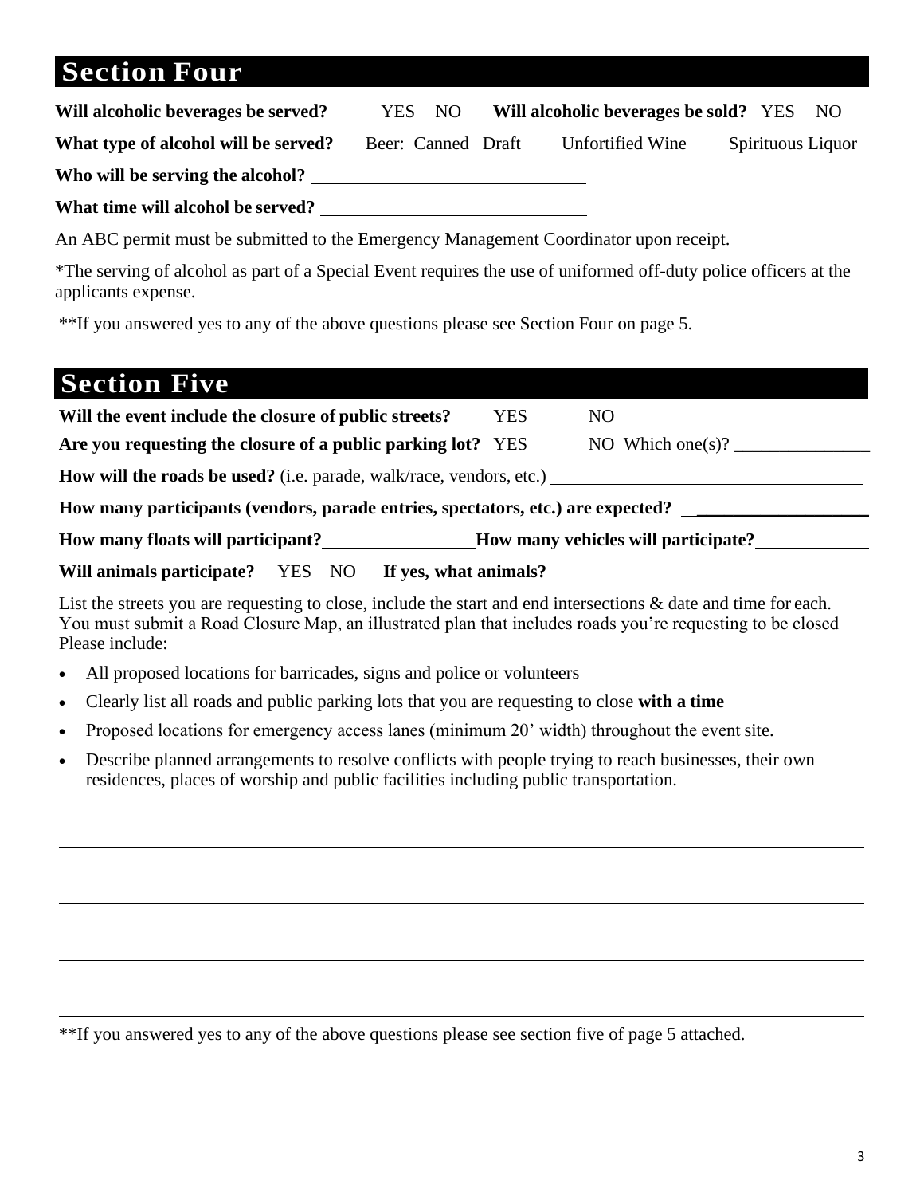## Section Four

**Will alcoholic beverages be served?** YES NO **Will alcoholic beverages be sold?** YES NO

**What type of alcohol will be served?** Beer: Canned Draft Unfortified Wine Spirituous Liquor

**Who will be serving the alcohol?** ______________________________

**What time will alcohol be served?** ______________________________

An ABC permit must be submitted to the Emergency Management Coordinator upon receipt.

*The serving of alcohol as part of a Special Event requires the use of uniformed off-duty police officers at the applicants expense.

**If you answered yes to any of the above questions please see Section Four on page 5.

## Section Five

**Will the event include the closure of public streets?** YES NO

**Are you requesting the closure of a public parking lot?** YES NO Which one(s)? _______________

**How will the roads be used?** (i.e. parade, walk/race, vendors, etc.) ___________________________________

**How many participants (vendors, parade entries, spectators, etc.) are expected?** ___________________

**How many floats will participant?**________________**How many vehicles will participate?**____________

**Will animals participate?** YES NO **If yes, what animals?** ___________________________________

List the streets you are requesting to close, include the start and end intersections & date and time for each. You must submit a Road Closure Map, an illustrated plan that includes roads you're requesting to be closed Please include:

- All proposed locations for barricades, signs and police or volunteers
- Clearly list all roads and public parking lots that you are requesting to close **with a time**
- Proposed locations for emergency access lanes (minimum 20' width) throughout the event site.
- Describe planned arrangements to resolve conflicts with people trying to reach businesses, their own residences, places of worship and public facilities including public transportation.

_____________________________________________________________________________

_____________________________________________________________________________

_____________________________________________________________________________

_____________________________________________________________________________

**If you answered yes to any of the above questions please see section five of page 5 attached.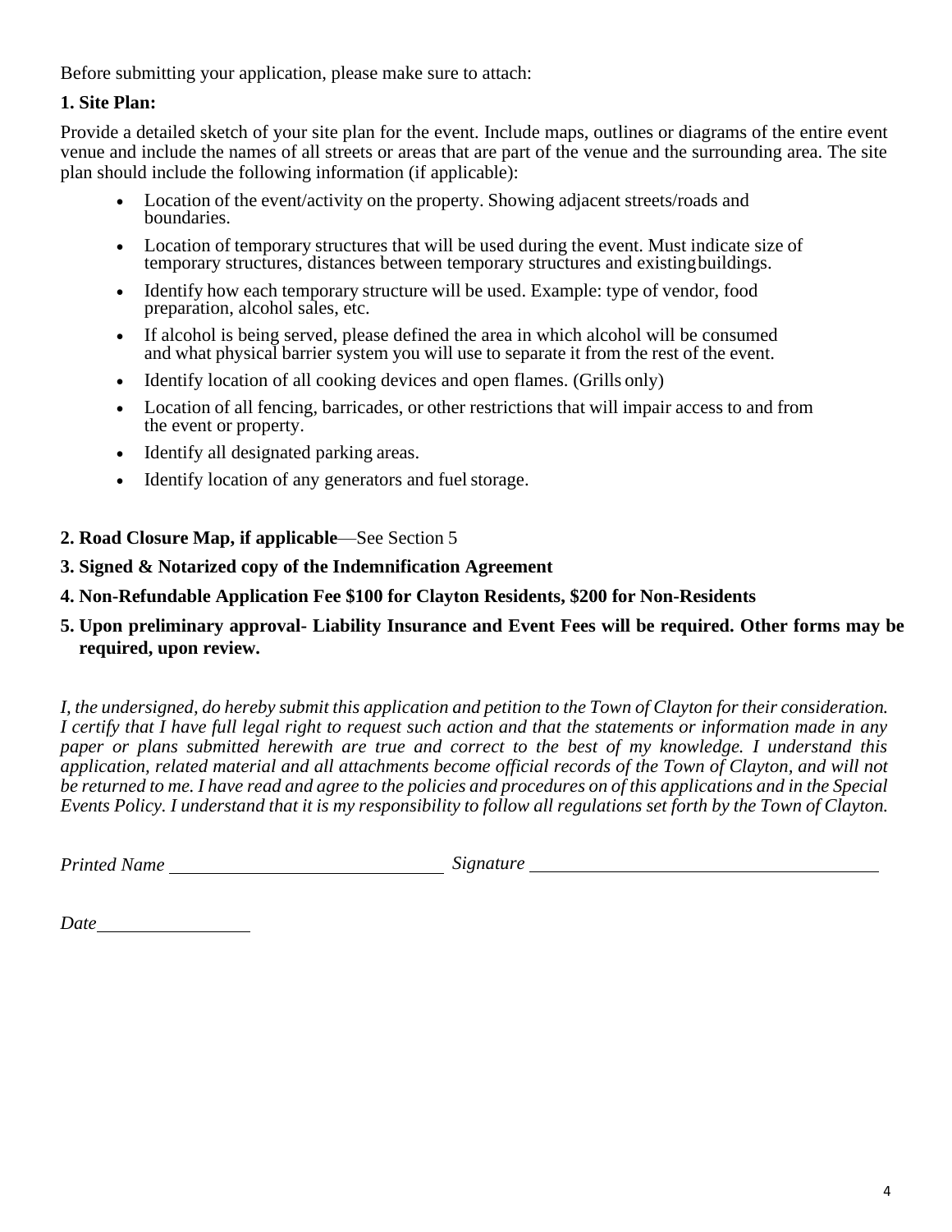Before submitting your application, please make sure to attach:

**1. Site Plan:**

Provide a detailed sketch of your site plan for the event. Include maps, outlines or diagrams of the entire event venue and include the names of all streets or areas that are part of the venue and the surrounding area. The site plan should include the following information (if applicable):

- Location of the event/activity on the property. Showing adjacent streets/roads and boundaries.
- Location of temporary structures that will be used during the event. Must indicate size of temporary structures, distances between temporary structures and existing buildings.
- Identify how each temporary structure will be used. Example: type of vendor, food preparation, alcohol sales, etc.
- If alcohol is being served, please defined the area in which alcohol will be consumed and what physical barrier system you will use to separate it from the rest of the event.
- Identify location of all cooking devices and open flames. (Grills only)
- Location of all fencing, barricades, or other restrictions that will impair access to and from the event or property.
- Identify all designated parking areas.
- Identify location of any generators and fuel storage.

**2. Road Closure Map, if applicable**—See Section 5

**3. Signed & Notarized copy of the Indemnification Agreement**

**4. Non-Refundable Application Fee $100 for Clayton Residents, $200 for Non-Residents**

**5. Upon preliminary approval- Liability Insurance and Event Fees will be required. Other forms may be required, upon review.**

*I, the undersigned, do hereby submit this application and petition to the Town of Clayton for their consideration. I certify that I have full legal right to request such action and that the statements or information made in any paper or plans submitted herewith are true and correct to the best of my knowledge. I understand this application, related material and all attachments become official records of the Town of Clayton, and will not be returned to me. I have read and agree to the policies and procedures on of this applications and in the Special Events Policy. I understand that it is my responsibility to follow all regulations set forth by the Town of Clayton.*

*Printed Name* ______________________________ *Signature* ______________________________________

*Date* ________________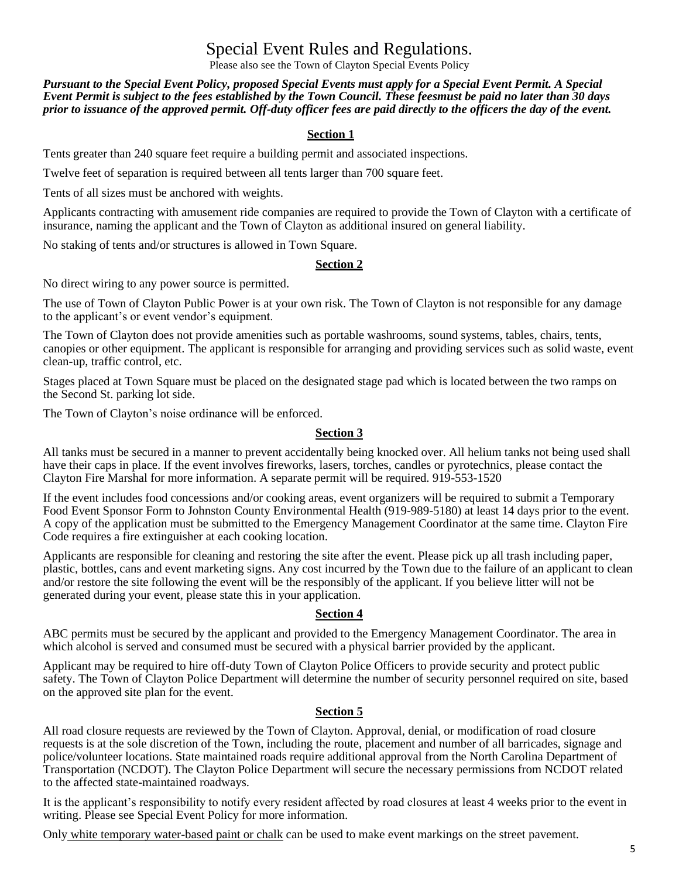# Special Event Rules and Regulations.

Please also see the Town of Clayton Special Events Policy

***Pursuant to the Special Event Policy, proposed Special Events must apply for a Special Event Permit. A Special Event Permit is subject to the fees established by the Town Council. These feesmust be paid no later than 30 days prior to issuance of the approved permit. Off-duty officer fees are paid directly to the officers the day of the event.***

## Section 1

Tents greater than 240 square feet require a building permit and associated inspections.

Twelve feet of separation is required between all tents larger than 700 square feet.

Tents of all sizes must be anchored with weights.

Applicants contracting with amusement ride companies are required to provide the Town of Clayton with a certificate of insurance, naming the applicant and the Town of Clayton as additional insured on general liability.

No staking of tents and/or structures is allowed in Town Square.

## Section 2

No direct wiring to any power source is permitted.

The use of Town of Clayton Public Power is at your own risk. The Town of Clayton is not responsible for any damage to the applicant's or event vendor's equipment.

The Town of Clayton does not provide amenities such as portable washrooms, sound systems, tables, chairs, tents, canopies or other equipment. The applicant is responsible for arranging and providing services such as solid waste, event clean-up, traffic control, etc.

Stages placed at Town Square must be placed on the designated stage pad which is located between the two ramps on the Second St. parking lot side.

The Town of Clayton's noise ordinance will be enforced.

## Section 3

All tanks must be secured in a manner to prevent accidentally being knocked over. All helium tanks not being used shall have their caps in place. If the event involves fireworks, lasers, torches, candles or pyrotechnics, please contact the Clayton Fire Marshal for more information. A separate permit will be required. 919-553-1520

If the event includes food concessions and/or cooking areas, event organizers will be required to submit a Temporary Food Event Sponsor Form to Johnston County Environmental Health (919-989-5180) at least 14 days prior to the event. A copy of the application must be submitted to the Emergency Management Coordinator at the same time. Clayton Fire Code requires a fire extinguisher at each cooking location.

Applicants are responsible for cleaning and restoring the site after the event. Please pick up all trash including paper, plastic, bottles, cans and event marketing signs. Any cost incurred by the Town due to the failure of an applicant to clean and/or restore the site following the event will be the responsibly of the applicant. If you believe litter will not be generated during your event, please state this in your application.

## Section 4

ABC permits must be secured by the applicant and provided to the Emergency Management Coordinator. The area in which alcohol is served and consumed must be secured with a physical barrier provided by the applicant.

Applicant may be required to hire off-duty Town of Clayton Police Officers to provide security and protect public safety. The Town of Clayton Police Department will determine the number of security personnel required on site, based on the approved site plan for the event.

## Section 5

All road closure requests are reviewed by the Town of Clayton. Approval, denial, or modification of road closure requests is at the sole discretion of the Town, including the route, placement and number of all barricades, signage and police/volunteer locations. State maintained roads require additional approval from the North Carolina Department of Transportation (NCDOT). The Clayton Police Department will secure the necessary permissions from NCDOT related to the affected state-maintained roadways.

It is the applicant's responsibility to notify every resident affected by road closures at least 4 weeks prior to the event in writing. Please see Special Event Policy for more information.

Only white temporary water-based paint or chalk can be used to make event markings on the street pavement.